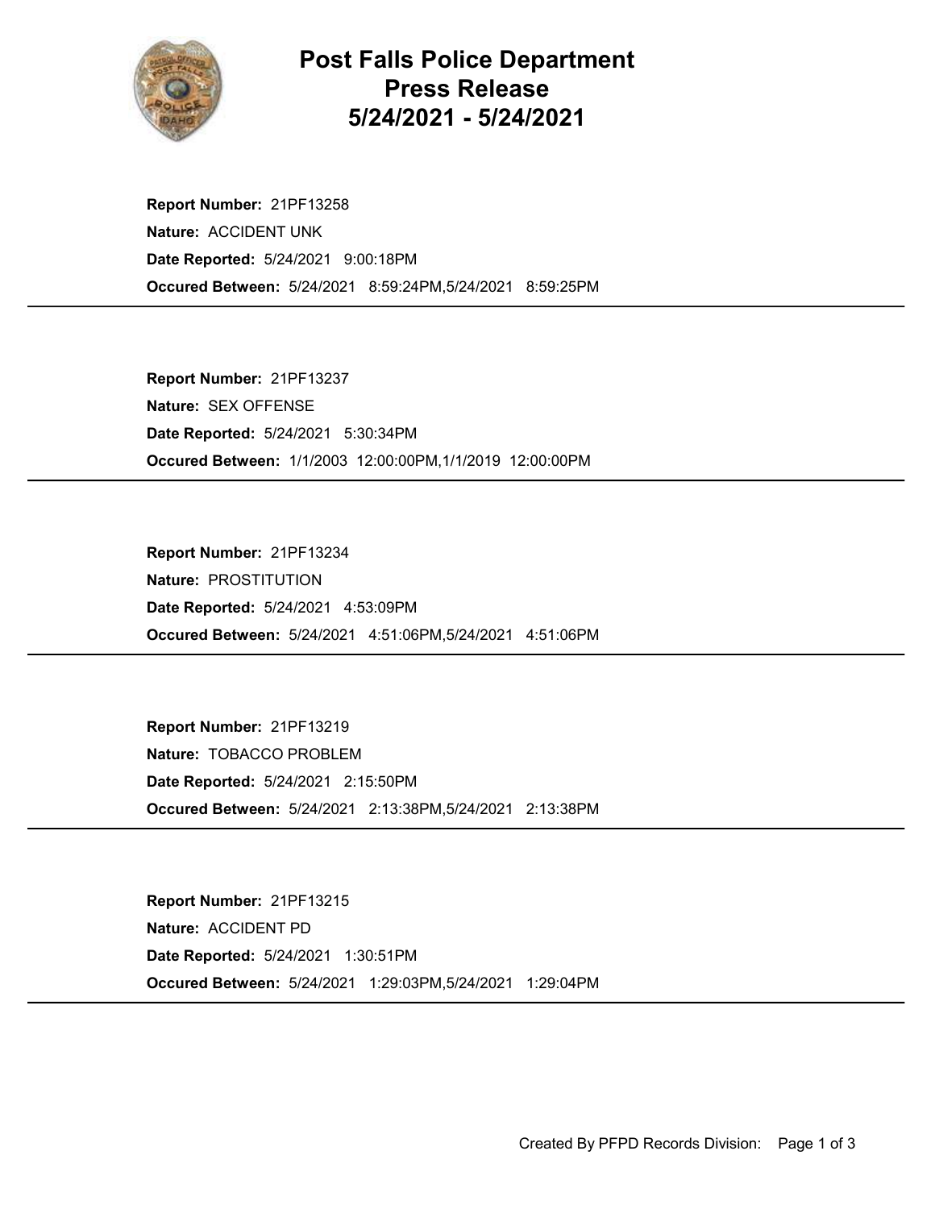# Post Falls Police Department
# Press Release
# 5/24/2021 - 5/24/2021

**Report Number:** 21PF13258
**Nature:** ACCIDENT UNK
**Date Reported:** 5/24/2021 9:00:18PM
**Occured Between:** 5/24/2021 8:59:24PM,5/24/2021 8:59:25PM

---

**Report Number:** 21PF13237
**Nature:** SEX OFFENSE
**Date Reported:** 5/24/2021 5:30:34PM
**Occured Between:** 1/1/2003 12:00:00PM,1/1/2019 12:00:00PM

---

**Report Number:** 21PF13234
**Nature:** PROSTITUTION
**Date Reported:** 5/24/2021 4:53:09PM
**Occured Between:** 5/24/2021 4:51:06PM,5/24/2021 4:51:06PM

---

**Report Number:** 21PF13219
**Nature:** TOBACCO PROBLEM
**Date Reported:** 5/24/2021 2:15:50PM
**Occured Between:** 5/24/2021 2:13:38PM,5/24/2021 2:13:38PM

---

**Report Number:** 21PF13215
**Nature:** ACCIDENT PD
**Date Reported:** 5/24/2021 1:30:51PM
**Occured Between:** 5/24/2021 1:29:03PM,5/24/2021 1:29:04PM

---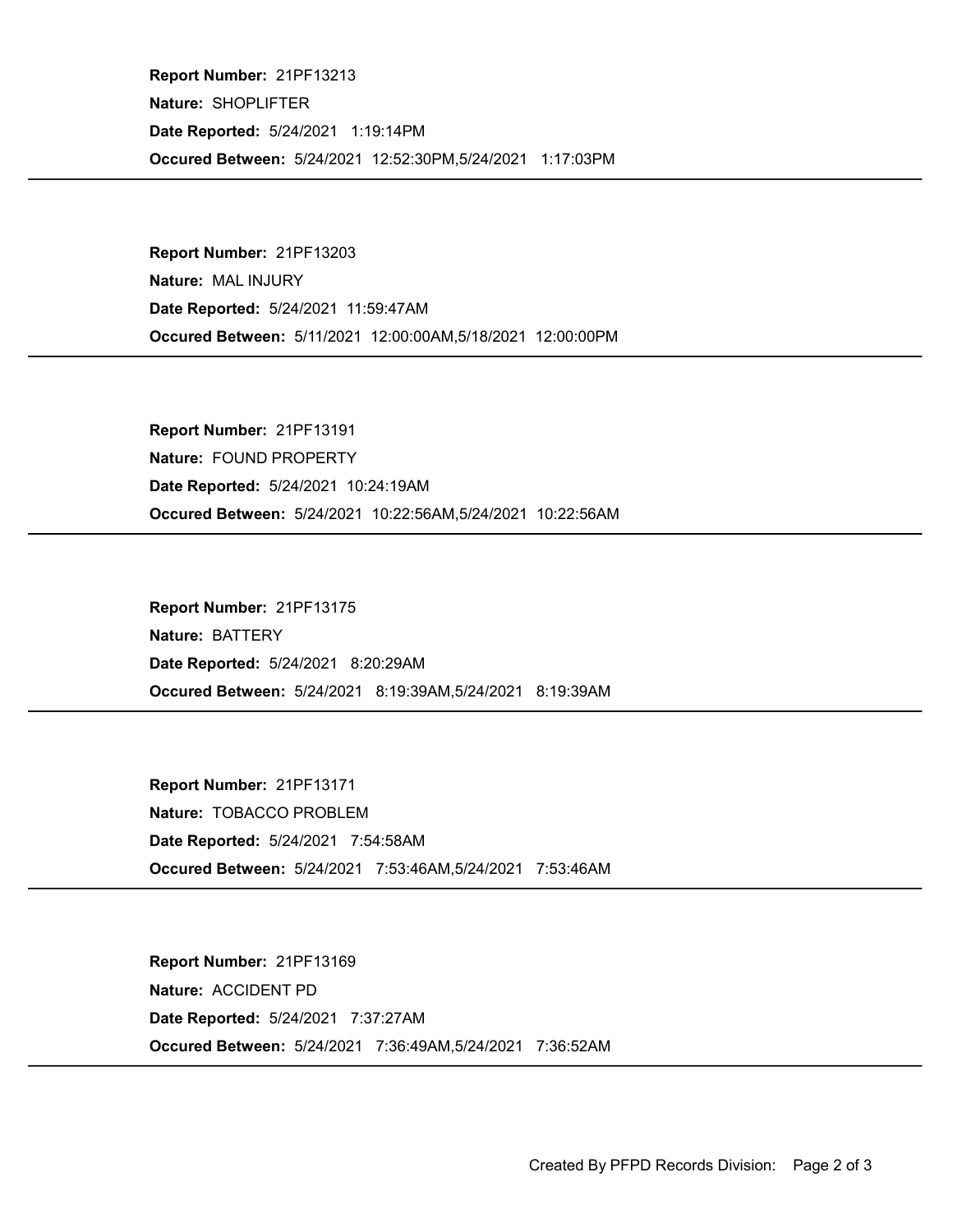**Report Number:** 21PF13213
**Nature:** SHOPLIFTER
**Date Reported:** 5/24/2021 1:19:14PM
**Occured Between:** 5/24/2021 12:52:30PM,5/24/2021 1:17:03PM

---

**Report Number:** 21PF13203
**Nature:** MAL INJURY
**Date Reported:** 5/24/2021 11:59:47AM
**Occured Between:** 5/11/2021 12:00:00AM,5/18/2021 12:00:00PM

---

**Report Number:** 21PF13191
**Nature:** FOUND PROPERTY
**Date Reported:** 5/24/2021 10:24:19AM
**Occured Between:** 5/24/2021 10:22:56AM,5/24/2021 10:22:56AM

---

**Report Number:** 21PF13175
**Nature:** BATTERY
**Date Reported:** 5/24/2021 8:20:29AM
**Occured Between:** 5/24/2021 8:19:39AM,5/24/2021 8:19:39AM

---

**Report Number:** 21PF13171
**Nature:** TOBACCO PROBLEM
**Date Reported:** 5/24/2021 7:54:58AM
**Occured Between:** 5/24/2021 7:53:46AM,5/24/2021 7:53:46AM

---

**Report Number:** 21PF13169
**Nature:** ACCIDENT PD
**Date Reported:** 5/24/2021 7:37:27AM
**Occured Between:** 5/24/2021 7:36:49AM,5/24/2021 7:36:52AM

---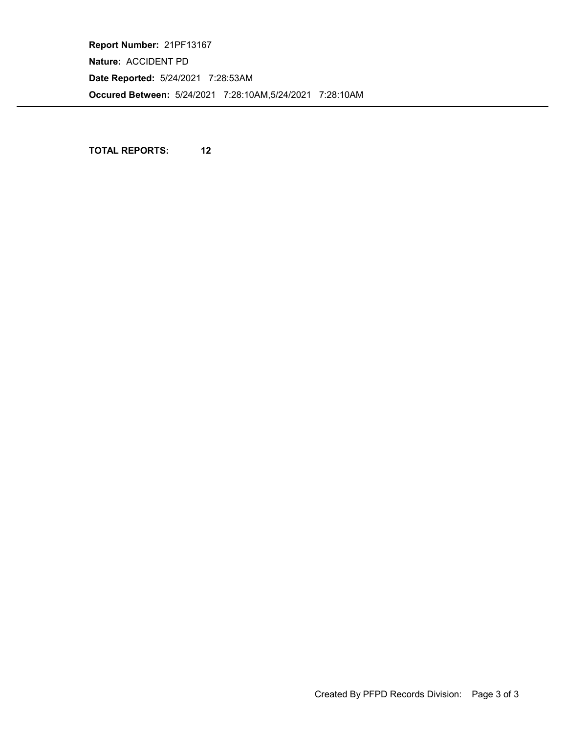**Report Number:** 21PF13167

**Nature:** ACCIDENT PD

**Date Reported:** 5/24/2021 7:28:53AM

**Occured Between:** 5/24/2021 7:28:10AM,5/24/2021 7:28:10AM

---

**TOTAL REPORTS: 12**